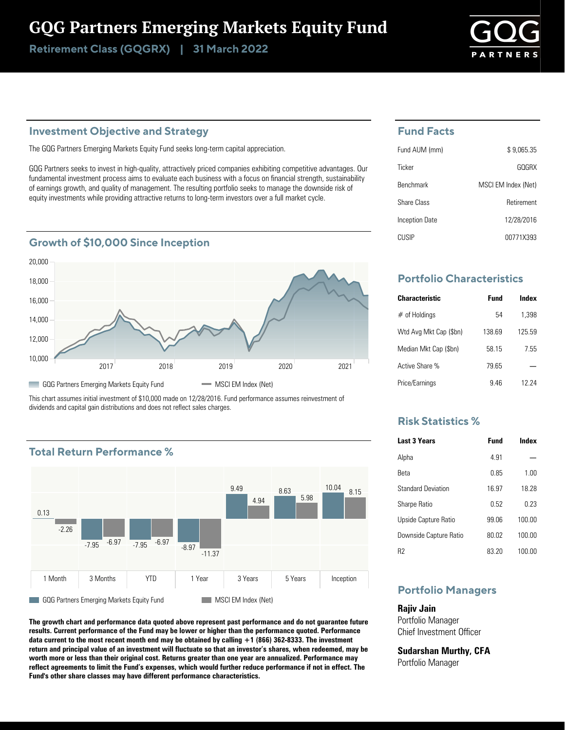# GQG Partners Emerging Markets Equity Fund

**Retirement Class (GQGRX) | 31 March 2022**

## Investment Objective and Strategy

The GQG Partners Emerging Markets Equity Fund seeks long-term capital appreciation.

GQG Partners seeks to invest in high-quality, attractively priced companies exhibiting competitive advantages. Our fundamental investment process aims to evaluate each business with a focus on financial strength, sustainability of earnings growth, and quality of management. The resulting portfolio seeks to manage the downside risk of equity investments while providing attractive returns to long-term investors over a full market cycle.

## Growth of $10,000 Since Inception

GQG Partners Emerging Markets Equity Fund — MSCI EM Index (Net)

This chart assumes initial investment of $10,000 made on 12/28/2016. Fund performance assumes reinvestment of dividends and capital gain distributions and does not reflect sales charges.

## Total Return Performance %

| | 1 Month | 3 Months | YTD | 1 Year | 3 Years | 5 Years | Inception |
|---|---|---|---|---|---|---|---|
| GQG Partners Emerging Markets Equity Fund | 0.13 | -7.95 | -7.95 | -8.97 | 9.49 | 8.63 | 10.04 |
| MSCI EM Index (Net) | -2.26 | -6.97 | -6.97 | -11.37 | 4.94 | 5.98 | 8.15 |

**The growth chart and performance data quoted above represent past performance and do not guarantee future results. Current performance of the Fund may be lower or higher than the performance quoted. Performance data current to the most recent month end may be obtained by calling +1 (866) 362-8333. The investment return and principal value of an investment will fluctuate so that an investor's shares, when redeemed, may be worth more or less than their original cost. Returns greater than one year are annualized. Performance may reflect agreements to limit the Fund's expenses, which would further reduce performance if not in effect. The Fund's other share classes may have different performance characteristics.**

## Fund Facts

| | |
|---|---|
| Fund AUM (mm) | $ 9,065.35 |
| Ticker | GQGRX |
| Benchmark | MSCI EM Index (Net) |
| Share Class | Retirement |
| Inception Date | 12/28/2016 |
| CUSIP | 00771X393 |

## Portfolio Characteristics

| Characteristic | Fund | Index |
|---|---|---|
| # of Holdings | 54 | 1,398 |
| Wtd Avg Mkt Cap ($bn) | 138.69 | 125.59 |
| Median Mkt Cap ($bn) | 58.15 | 7.55 |
| Active Share % | 79.65 | — |
| Price/Earnings | 9.46 | 12.24 |

## Risk Statistics %

| Last 3 Years | Fund | Index |
|---|---|---|
| Alpha | 4.91 | — |
| Beta | 0.85 | 1.00 |
| Standard Deviation | 16.97 | 18.28 |
| Sharpe Ratio | 0.52 | 0.23 |
| Upside Capture Ratio | 99.06 | 100.00 |
| Downside Capture Ratio | 80.02 | 100.00 |
| R2 | 83.20 | 100.00 |

## Portfolio Managers

**Rajiv Jain**
Portfolio Manager
Chief Investment Officer

**Sudarshan Murthy, CFA**
Portfolio Manager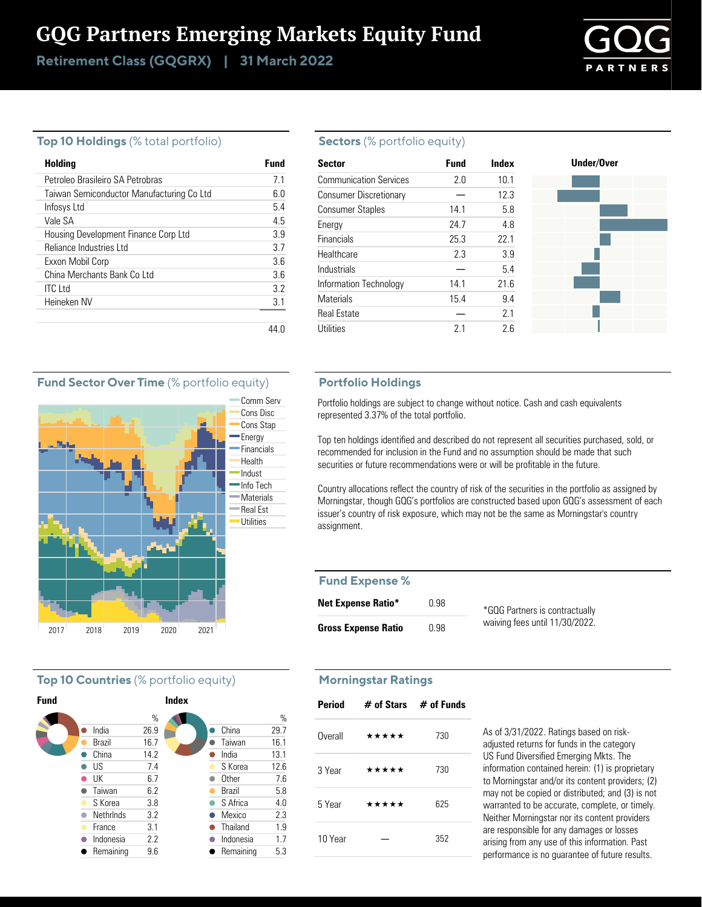# GQG Partners Emerging Markets Equity Fund

**Retirement Class (GQGRX) | 31 March 2022**

## Top 10 Holdings (% total portfolio)

| Holding | Fund |
|---|---|
| Petroleo Brasileiro SA Petrobras | 7.1 |
| Taiwan Semiconductor Manufacturing Co Ltd | 6.0 |
| Infosys Ltd | 5.4 |
| Vale SA | 4.5 |
| Housing Development Finance Corp Ltd | 3.9 |
| Reliance Industries Ltd | 3.7 |
| Exxon Mobil Corp | 3.6 |
| China Merchants Bank Co Ltd | 3.6 |
| ITC Ltd | 3.2 |
| Heineken NV | 3.1 |
| | 44.0 |

## Sectors (% portfolio equity)

| Sector | Fund | Index |
|---|---|---|
| Communication Services | 2.0 | 10.1 |
| Consumer Discretionary | — | 12.3 |
| Consumer Staples | 14.1 | 5.8 |
| Energy | 24.7 | 4.8 |
| Financials | 25.3 | 22.1 |
| Healthcare | 2.3 | 3.9 |
| Industrials | — | 5.4 |
| Information Technology | 14.1 | 21.6 |
| Materials | 15.4 | 9.4 |
| Real Estate | — | 2.1 |
| Utilities | 2.1 | 2.6 |

## Fund Sector Over Time (% portfolio equity)

Comm Serv, Cons Disc, Cons Stap, Energy, Financials, Health, Indust, Info Tech, Materials, Real Est, Utilities

2017 2018 2019 2020 2021

## Portfolio Holdings

Portfolio holdings are subject to change without notice. Cash and cash equivalents represented 3.37% of the total portfolio.

Top ten holdings identified and described do not represent all securities purchased, sold, or recommended for inclusion in the Fund and no assumption should be made that such securities or future recommendations were or will be profitable in the future.

Country allocations reflect the country of risk of the securities in the portfolio as assigned by Morningstar, though GQG's portfolios are constructed based upon GQG's assessment of each issuer's country of risk exposure, which may not be the same as Morningstar's country assignment.

## Fund Expense %

| | |
|---|---|
| **Net Expense Ratio*** | 0.98 |
| **Gross Expense Ratio** | 0.98 |

*GQG Partners is contractually waiving fees until 11/30/2022.

## Top 10 Countries (% portfolio equity)

**Fund**

| | % |
|---|---|
| India | 26.9 |
| Brazil | 16.7 |
| China | 14.2 |
| US | 7.4 |
| UK | 6.7 |
| Taiwan | 6.2 |
| S Korea | 3.8 |
| Nethrlnds | 3.2 |
| France | 3.1 |
| Indonesia | 2.2 |
| Remaining | 9.6 |

**Index**

| | % |
|---|---|
| China | 29.7 |
| Taiwan | 16.1 |
| India | 13.1 |
| S Korea | 12.6 |
| Other | 7.6 |
| Brazil | 5.8 |
| S Africa | 4.0 |
| Mexico | 2.3 |
| Thailand | 1.9 |
| Indonesia | 1.7 |
| Remaining | 5.3 |

## Morningstar Ratings

| Period | # of Stars | # of Funds |
|---|---|---|
| Overall | ★★★★★ | 730 |
| 3 Year | ★★★★★ | 730 |
| 5 Year | ★★★★★ | 625 |
| 10 Year | — | 352 |

As of 3/31/2022. Ratings based on risk-adjusted returns for funds in the category US Fund Diversified Emerging Mkts. The information contained herein: (1) is proprietary to Morningstar and/or its content providers; (2) may not be copied or distributed; and (3) is not warranted to be accurate, complete, or timely. Neither Morningstar nor its content providers are responsible for any damages or losses arising from any use of this information. Past performance is no guarantee of future results.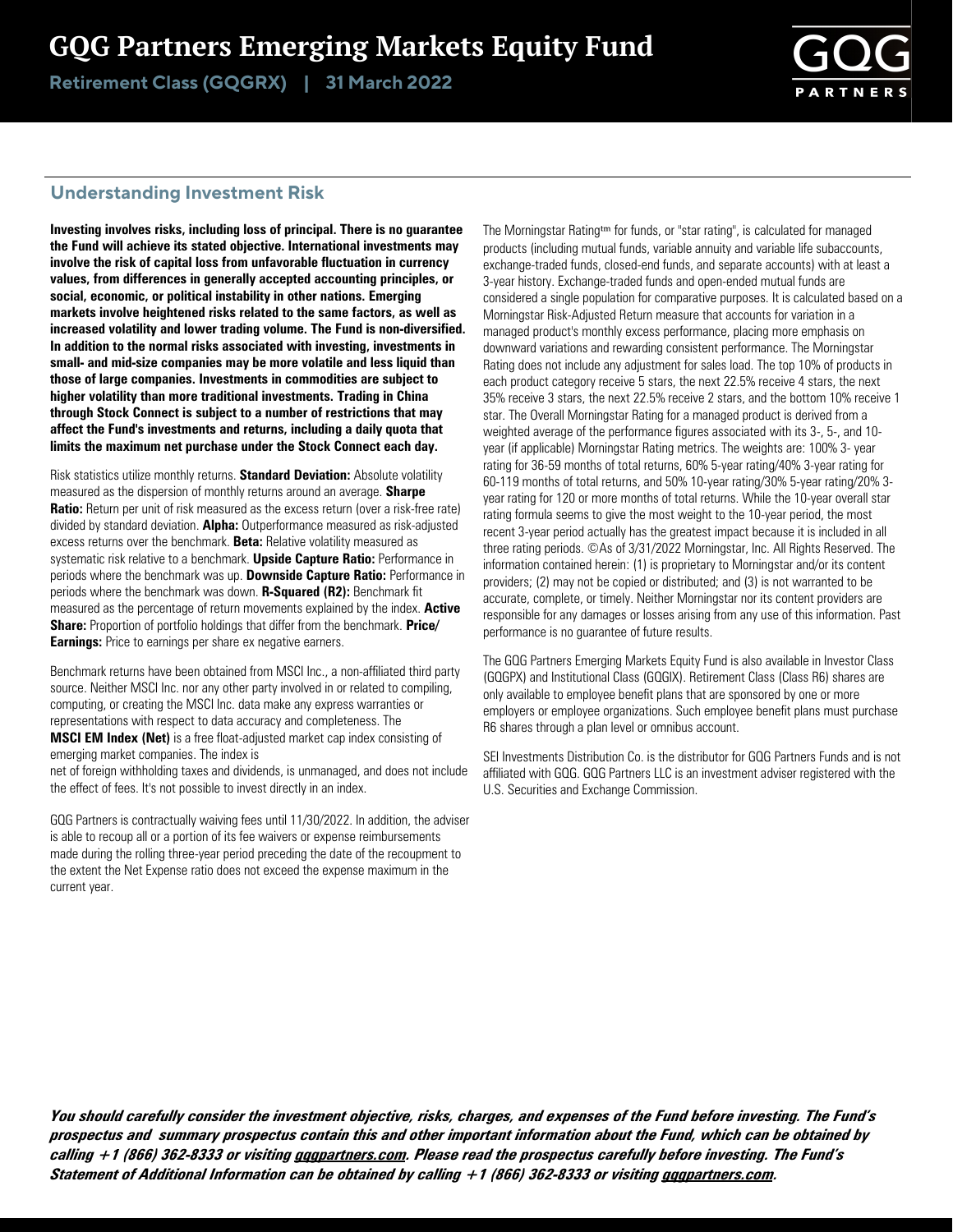# GQG Partners Emerging Markets Equity Fund

**Retirement Class (GQGRX) | 31 March 2022**

## Understanding Investment Risk

**Investing involves risks, including loss of principal. There is no guarantee the Fund will achieve its stated objective. International investments may involve the risk of capital loss from unfavorable fluctuation in currency values, from differences in generally accepted accounting principles, or social, economic, or political instability in other nations. Emerging markets involve heightened risks related to the same factors, as well as increased volatility and lower trading volume. The Fund is non-diversified. In addition to the normal risks associated with investing, investments in small- and mid-size companies may be more volatile and less liquid than those of large companies. Investments in commodities are subject to higher volatility than more traditional investments. Trading in China through Stock Connect is subject to a number of restrictions that may affect the Fund's investments and returns, including a daily quota that limits the maximum net purchase under the Stock Connect each day.**

Risk statistics utilize monthly returns. **Standard Deviation:** Absolute volatility measured as the dispersion of monthly returns around an average. **Sharpe Ratio:** Return per unit of risk measured as the excess return (over a risk-free rate) divided by standard deviation. **Alpha:** Outperformance measured as risk-adjusted excess returns over the benchmark. **Beta:** Relative volatility measured as systematic risk relative to a benchmark. **Upside Capture Ratio:** Performance in periods where the benchmark was up. **Downside Capture Ratio:** Performance in periods where the benchmark was down. **R-Squared (R2):** Benchmark fit measured as the percentage of return movements explained by the index. **Active Share:** Proportion of portfolio holdings that differ from the benchmark. **Price/ Earnings:** Price to earnings per share ex negative earners.

Benchmark returns have been obtained from MSCI Inc., a non-affiliated third party source. Neither MSCI Inc. nor any other party involved in or related to compiling, computing, or creating the MSCI Inc. data make any express warranties or representations with respect to data accuracy and completeness. The **MSCI EM Index (Net)** is a free float-adjusted market cap index consisting of emerging market companies. The index is net of foreign withholding taxes and dividends, is unmanaged, and does not include the effect of fees. It's not possible to invest directly in an index.

GQG Partners is contractually waiving fees until 11/30/2022. In addition, the adviser is able to recoup all or a portion of its fee waivers or expense reimbursements made during the rolling three-year period preceding the date of the recoupment to the extent the Net Expense ratio does not exceed the expense maximum in the current year.

The Morningstar Rating™ for funds, or "star rating", is calculated for managed products (including mutual funds, variable annuity and variable life subaccounts, exchange-traded funds, closed-end funds, and separate accounts) with at least a 3-year history. Exchange-traded funds and open-ended mutual funds are considered a single population for comparative purposes. It is calculated based on a Morningstar Risk-Adjusted Return measure that accounts for variation in a managed product's monthly excess performance, placing more emphasis on downward variations and rewarding consistent performance. The Morningstar Rating does not include any adjustment for sales load. The top 10% of products in each product category receive 5 stars, the next 22.5% receive 4 stars, the next 35% receive 3 stars, the next 22.5% receive 2 stars, and the bottom 10% receive 1 star. The Overall Morningstar Rating for a managed product is derived from a weighted average of the performance figures associated with its 3-, 5-, and 10-year (if applicable) Morningstar Rating metrics. The weights are: 100% 3- year rating for 36-59 months of total returns, 60% 5-year rating/40% 3-year rating for 60-119 months of total returns, and 50% 10-year rating/30% 5-year rating/20% 3-year rating for 120 or more months of total returns. While the 10-year overall star rating formula seems to give the most weight to the 10-year period, the most recent 3-year period actually has the greatest impact because it is included in all three rating periods. ©As of 3/31/2022 Morningstar, Inc. All Rights Reserved. The information contained herein: (1) is proprietary to Morningstar and/or its content providers; (2) may not be copied or distributed; and (3) is not warranted to be accurate, complete, or timely. Neither Morningstar nor its content providers are responsible for any damages or losses arising from any use of this information. Past performance is no guarantee of future results.

The GQG Partners Emerging Markets Equity Fund is also available in Investor Class (GQGPX) and Institutional Class (GQGIX). Retirement Class (Class R6) shares are only available to employee benefit plans that are sponsored by one or more employers or employee organizations. Such employee benefit plans must purchase R6 shares through a plan level or omnibus account.

SEI Investments Distribution Co. is the distributor for GQG Partners Funds and is not affiliated with GQG. GQG Partners LLC is an investment adviser registered with the U.S. Securities and Exchange Commission.

***You should carefully consider the investment objective, risks, charges, and expenses of the Fund before investing. The Fund's prospectus and summary prospectus contain this and other important information about the Fund, which can be obtained by calling +1 (866) 362-8333 or visiting gqgpartners.com. Please read the prospectus carefully before investing. The Fund's Statement of Additional Information can be obtained by calling +1 (866) 362-8333 or visiting gqgpartners.com.***